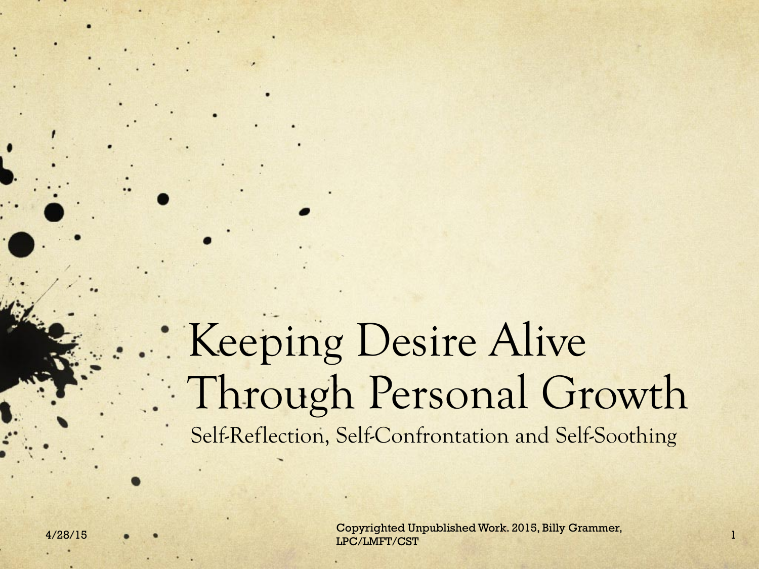# Keeping Desire Alive Through Personal Growth

Self-Reflection, Self-Confrontation and Self-Soothing

Copyrighted Unpublished Work. 2015, Billy Grammer, LPC/LMFT/CST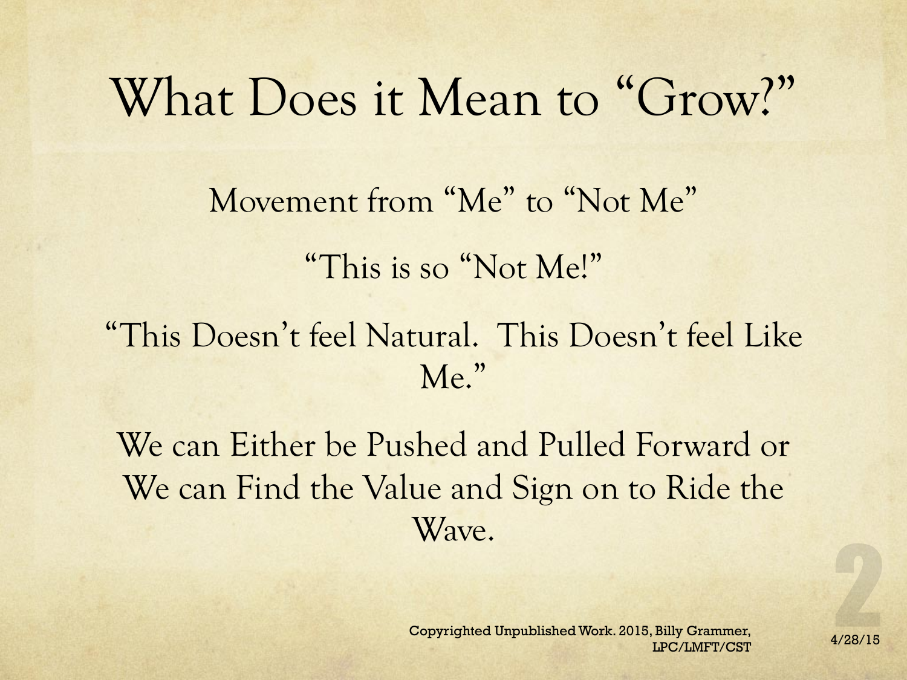# What Does it Mean to "Grow?"

Movement from "Me" to "Not Me"

"This is so "Not Me!"

"This Doesn't feel Natural. This Doesn't feel Like Me."

We can Either be Pushed and Pulled Forward or We can Find the Value and Sign on to Ride the Wave.

Copyrighted Unpublished Work. 2015, Billy Grammer, LPC/LMFT/CST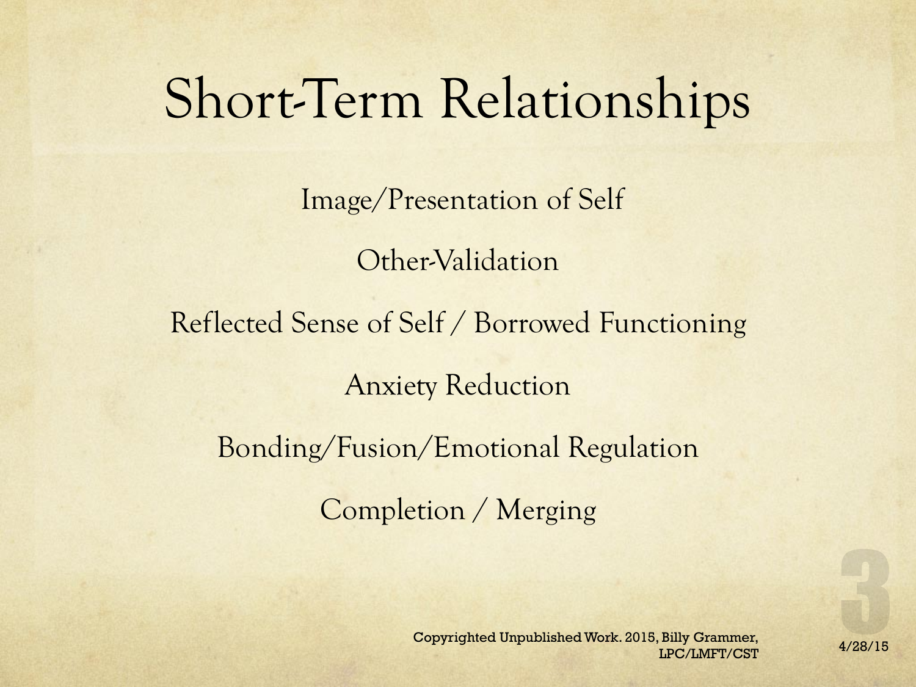# Short-Term Relationships

Image/Presentation of Self

Other-Validation

Reflected Sense of Self / Borrowed Functioning

Anxiety Reduction

Bonding/Fusion/Emotional Regulation

Completion / Merging

Copyrighted Unpublished Work. 2015, Billy Grammer, LPC/LMFT/CST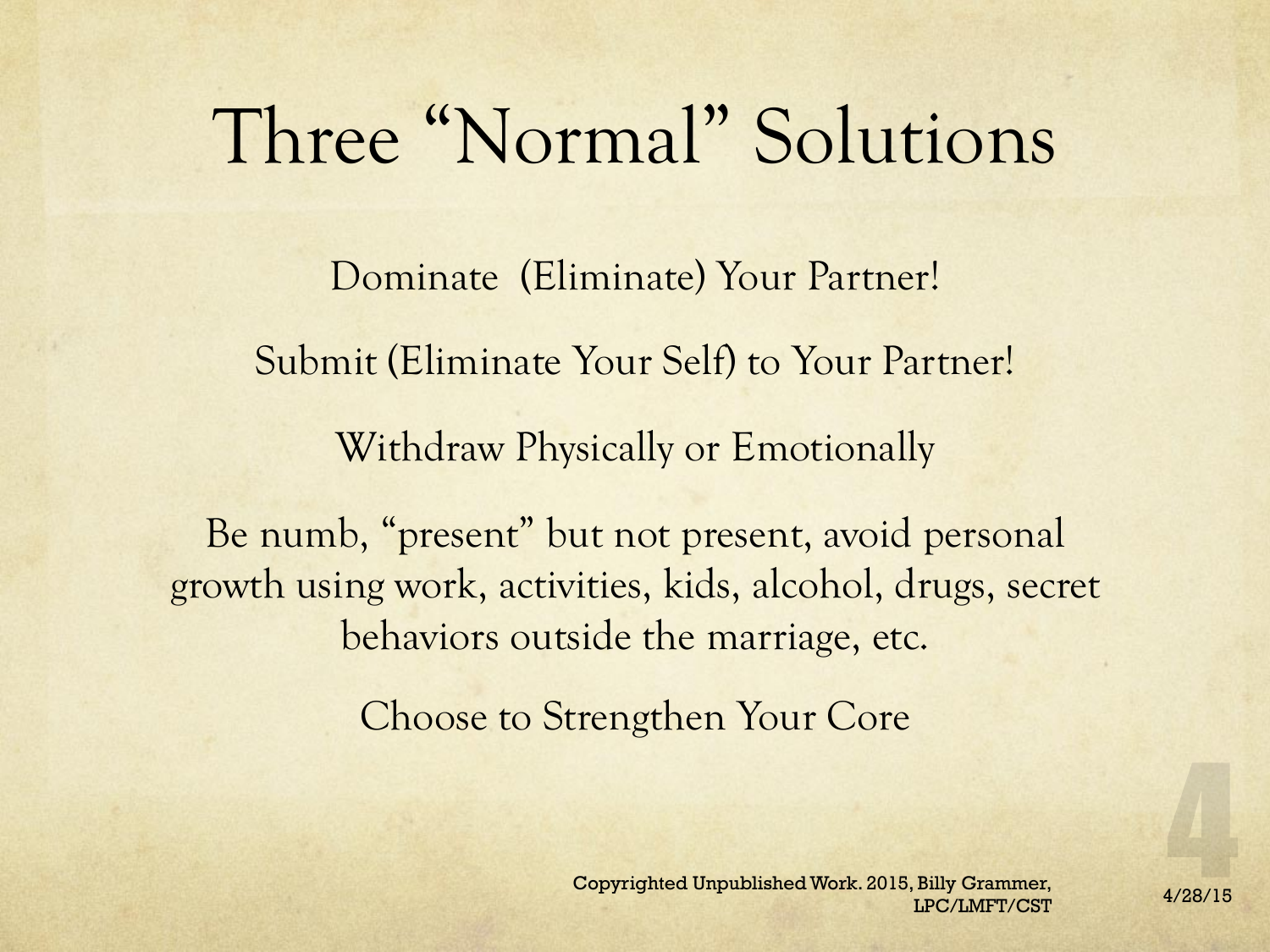# Three "Normal" Solutions

Dominate (Eliminate) Your Partner!

Submit (Eliminate Your Self) to Your Partner!

Withdraw Physically or Emotionally

Be numb, "present" but not present, avoid personal growth using work, activities, kids, alcohol, drugs, secret behaviors outside the marriage, etc.

Choose to Strengthen Your Core

Copyrighted Unpublished Work. 2015, Billy Grammer, LPC/LMFT/CST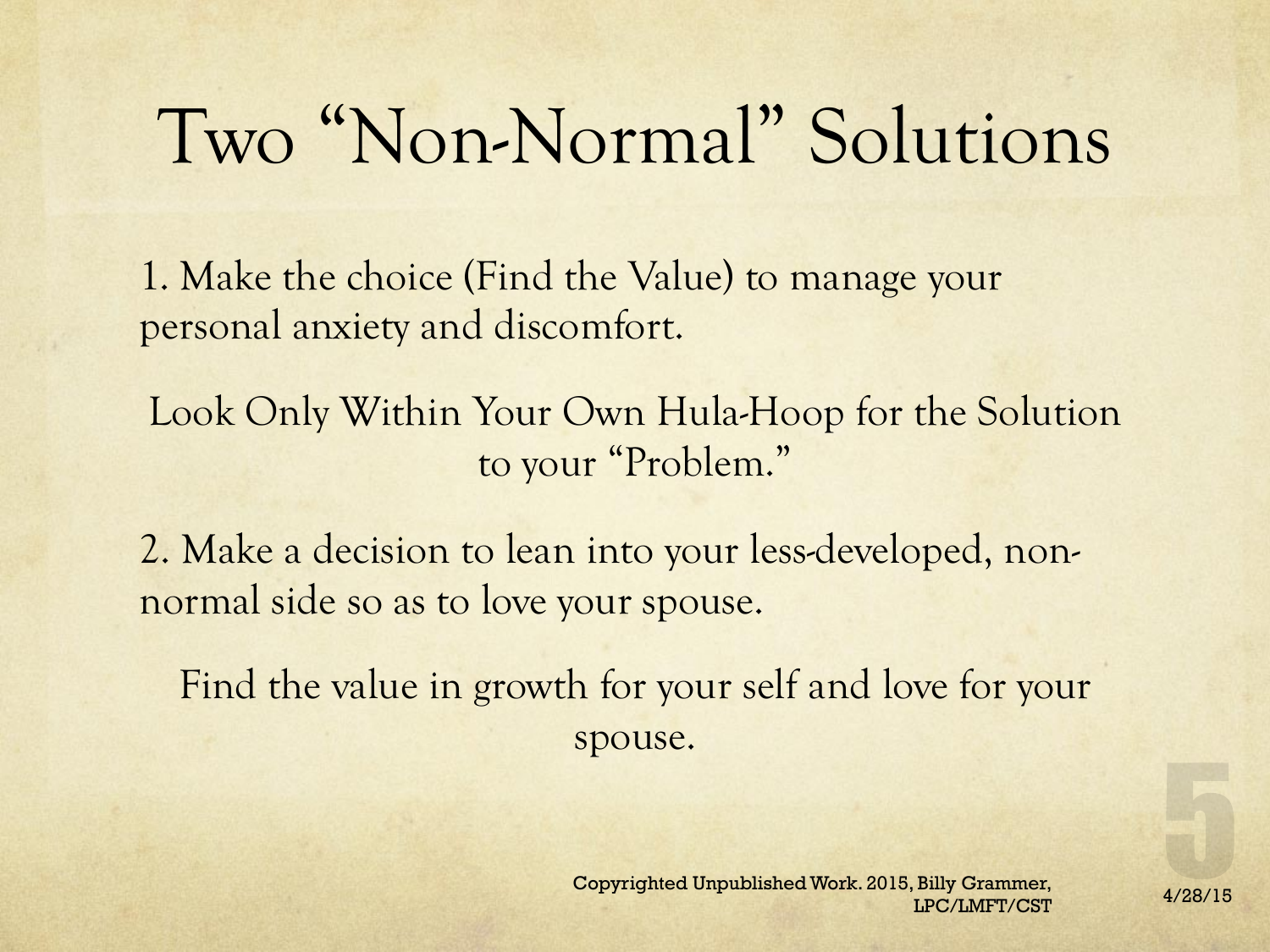# Two "Non-Normal" Solutions

1. Make the choice (Find the Value) to manage your personal anxiety and discomfort.

Look Only Within Your Own Hula-Hoop for the Solution to your "Problem."

2. Make a decision to lean into your less-developed, non-normal side so as to love your spouse.

Find the value in growth for your self and love for your spouse.

Copyrighted Unpublished Work. 2015, Billy Grammer, LPC/LMFT/CST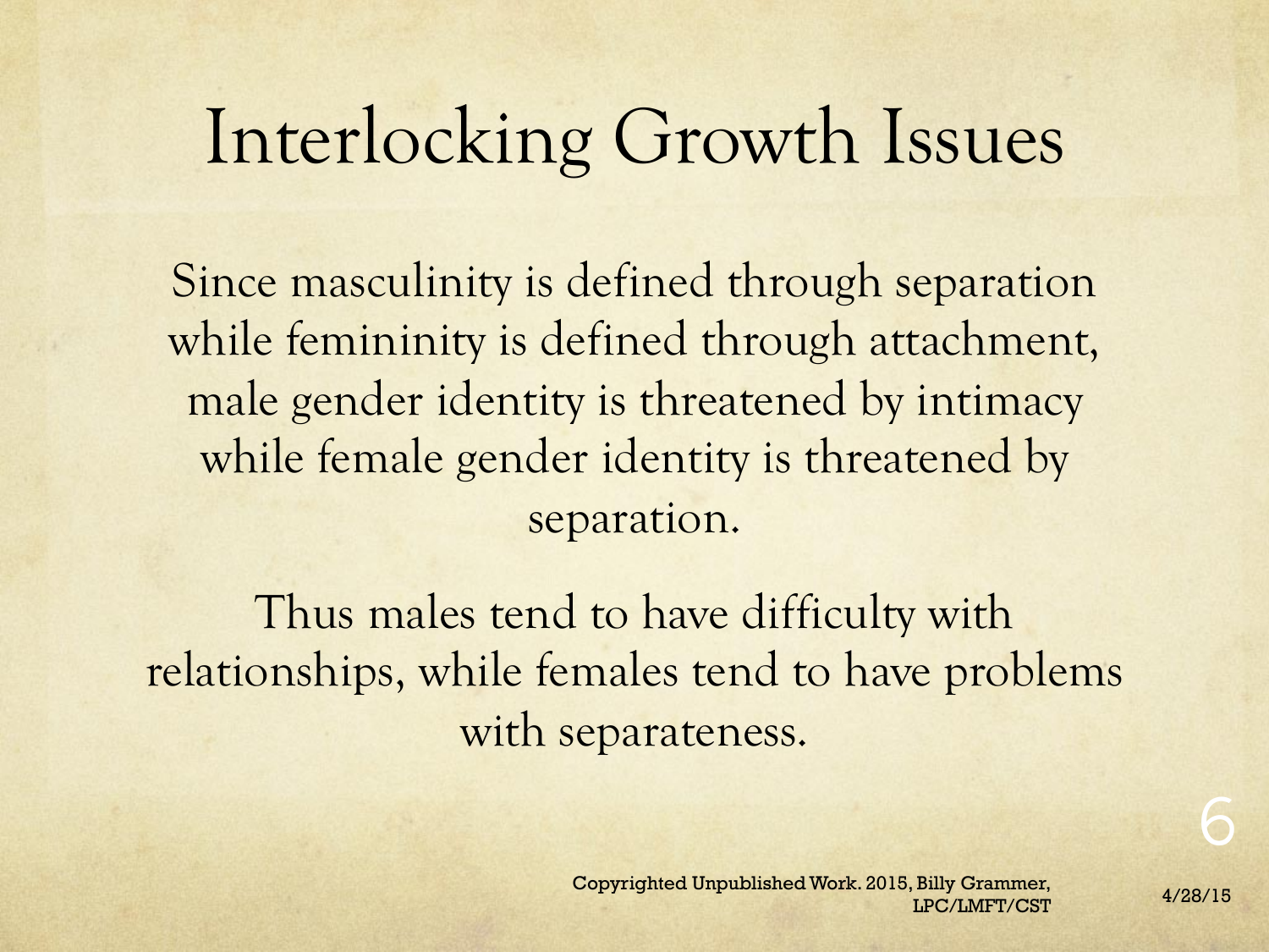# Interlocking Growth Issues

Since masculinity is defined through separation while femininity is defined through attachment, male gender identity is threatened by intimacy while female gender identity is threatened by separation.

Thus males tend to have difficulty with relationships, while females tend to have problems with separateness.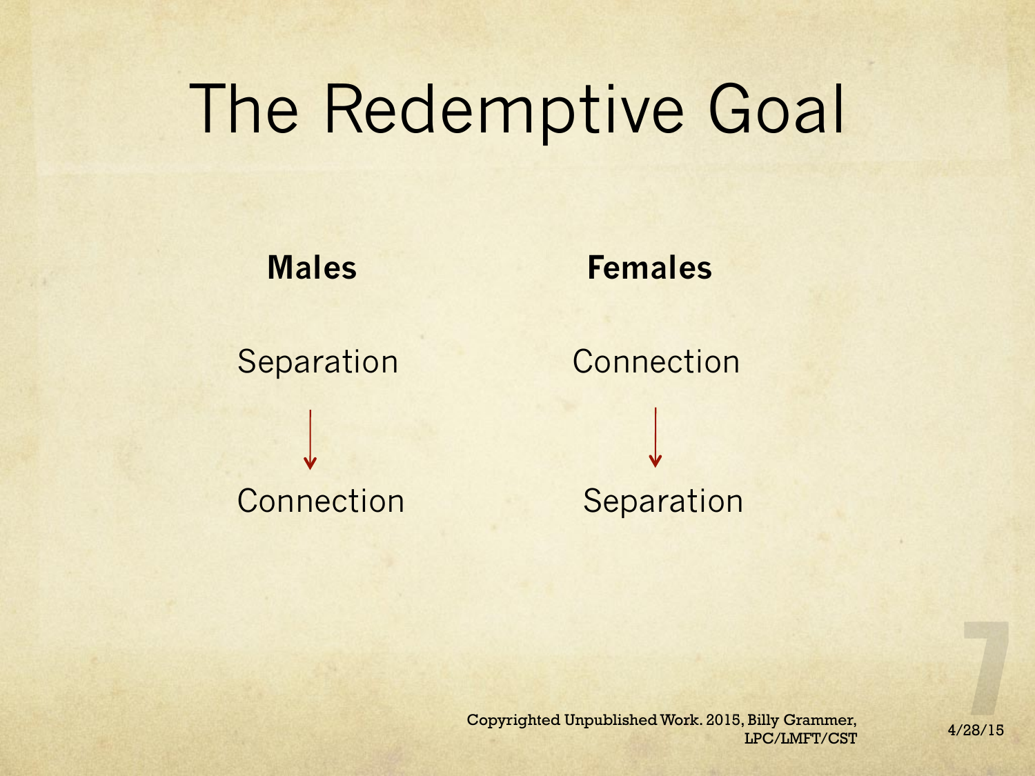# The Redemptive Goal

| **Males** | **Females** |
| --- | --- |
| Separation | Connection |
| ↓ | ↓ |
| Connection | Separation |

Copyrighted Unpublished Work. 2015, Billy Grammer, LPC/LMFT/CST

4/28/15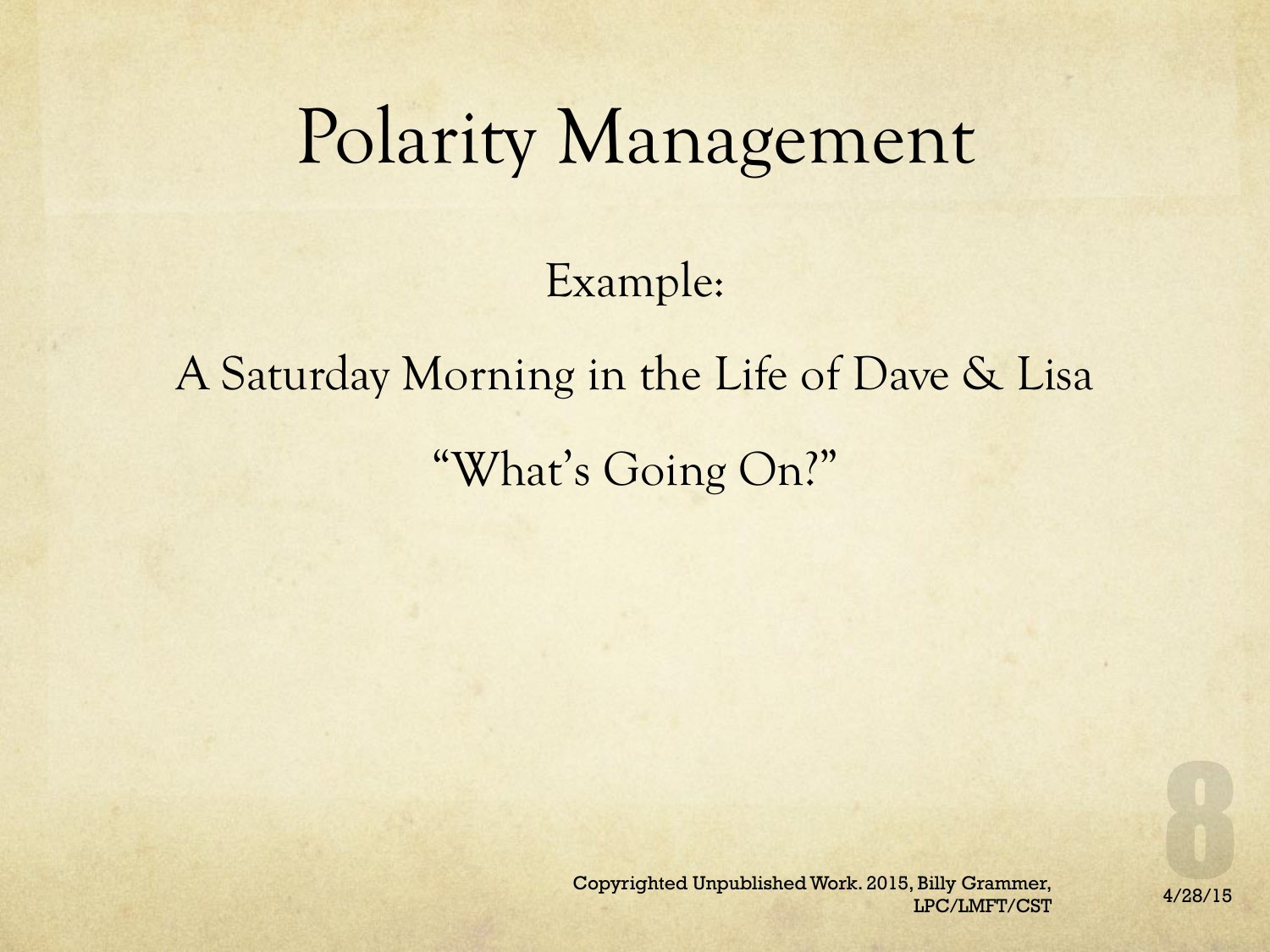# Polarity Management

Example:

A Saturday Morning in the Life of Dave & Lisa

"What's Going On?"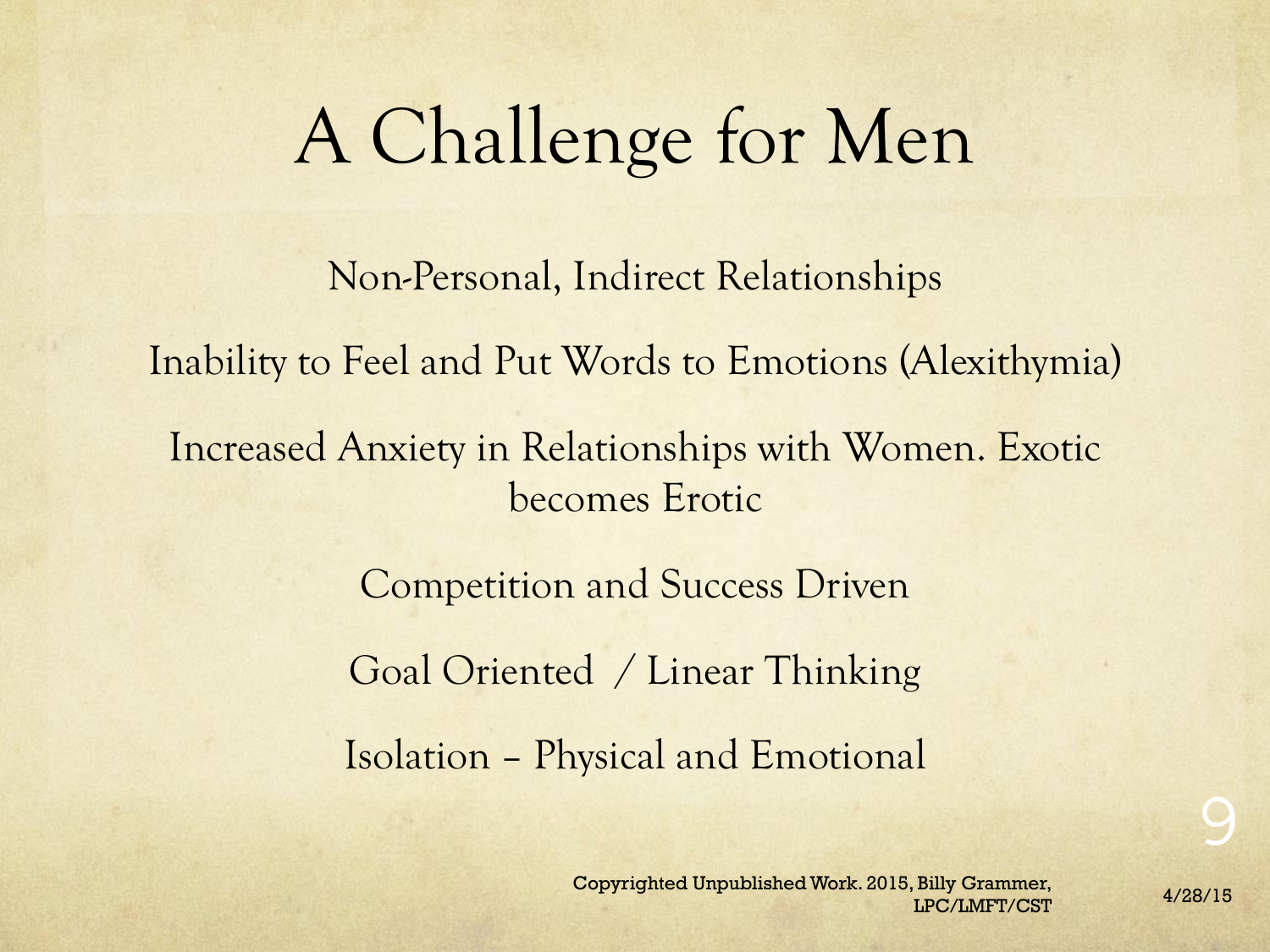# A Challenge for Men

Non-Personal, Indirect Relationships

Inability to Feel and Put Words to Emotions (Alexithymia)

Increased Anxiety in Relationships with Women. Exotic becomes Erotic

Competition and Success Driven

Goal Oriented / Linear Thinking

Isolation – Physical and Emotional

Copyrighted Unpublished Work. 2015, Billy Grammer, LPC/LMFT/CST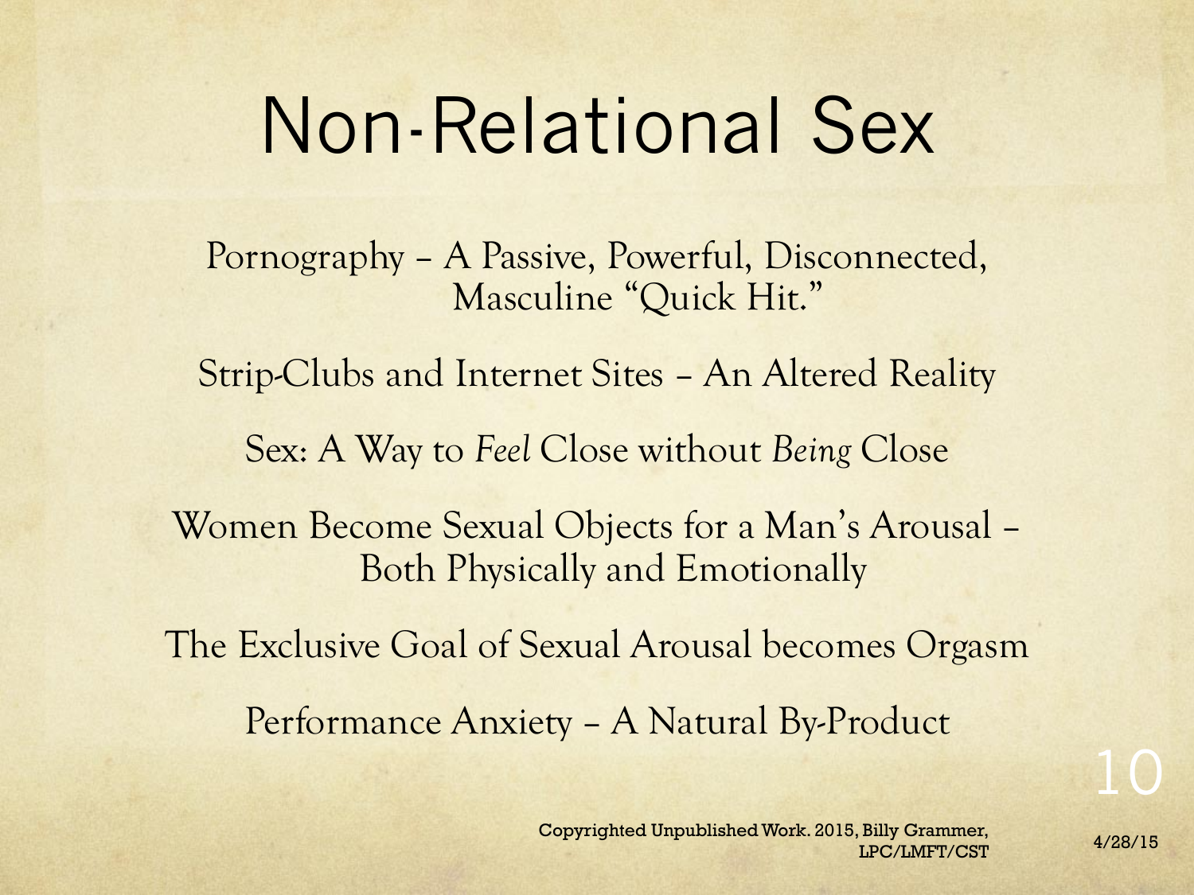# Non-Relational Sex

Pornography – A Passive, Powerful, Disconnected, Masculine "Quick Hit."

Strip-Clubs and Internet Sites – An Altered Reality

Sex: A Way to *Feel* Close without *Being* Close

Women Become Sexual Objects for a Man's Arousal – Both Physically and Emotionally

The Exclusive Goal of Sexual Arousal becomes Orgasm

Performance Anxiety – A Natural By-Product

Copyrighted Unpublished Work. 2015, Billy Grammer, LPC/LMFT/CST

4/28/15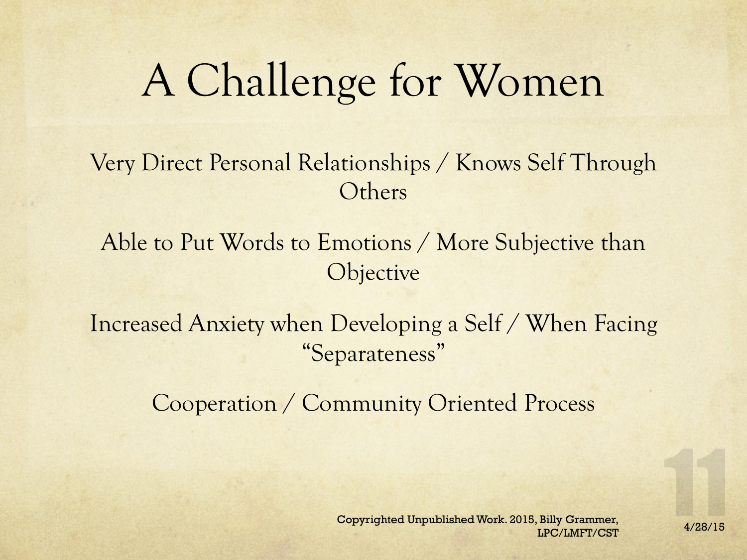# A Challenge for Women

Very Direct Personal Relationships / Knows Self Through Others

Able to Put Words to Emotions / More Subjective than Objective

Increased Anxiety when Developing a Self / When Facing "Separateness"

Cooperation / Community Oriented Process

Copyrighted Unpublished Work. 2015, Billy Grammer, LPC/LMFT/CST

4/28/15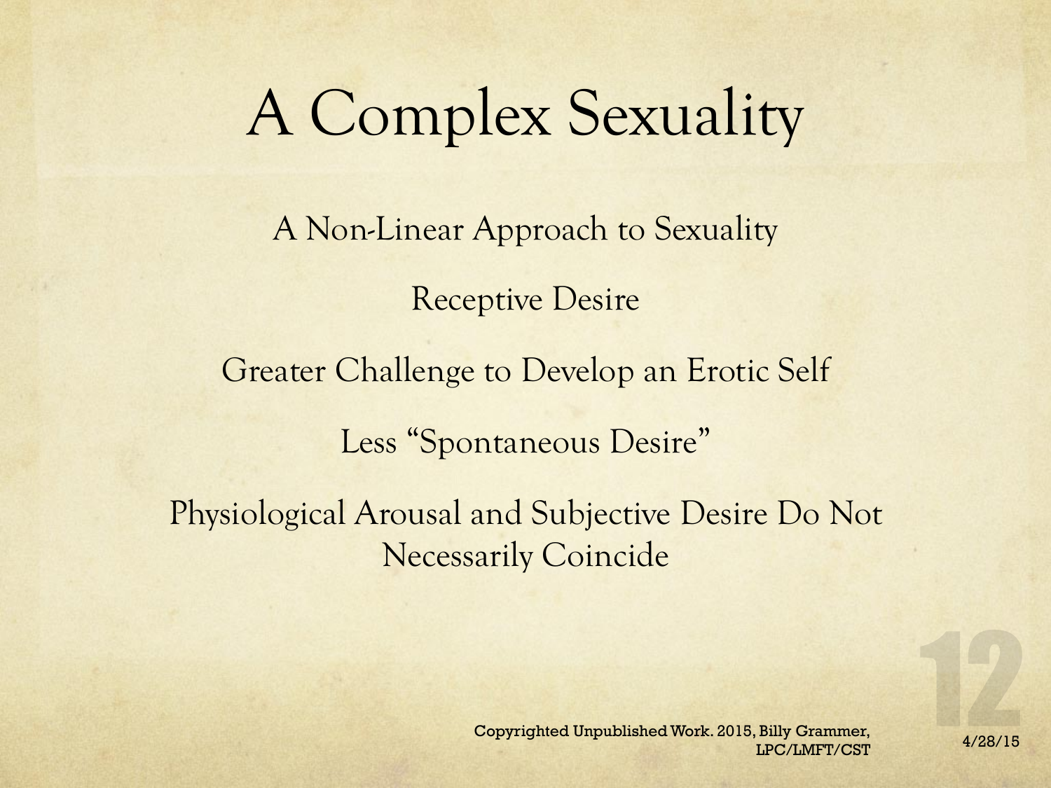# A Complex Sexuality

A Non-Linear Approach to Sexuality

Receptive Desire

Greater Challenge to Develop an Erotic Self

Less “Spontaneous Desire”

Physiological Arousal and Subjective Desire Do Not Necessarily Coincide

Copyrighted Unpublished Work. 2015, Billy Grammer, LPC/LMFT/CST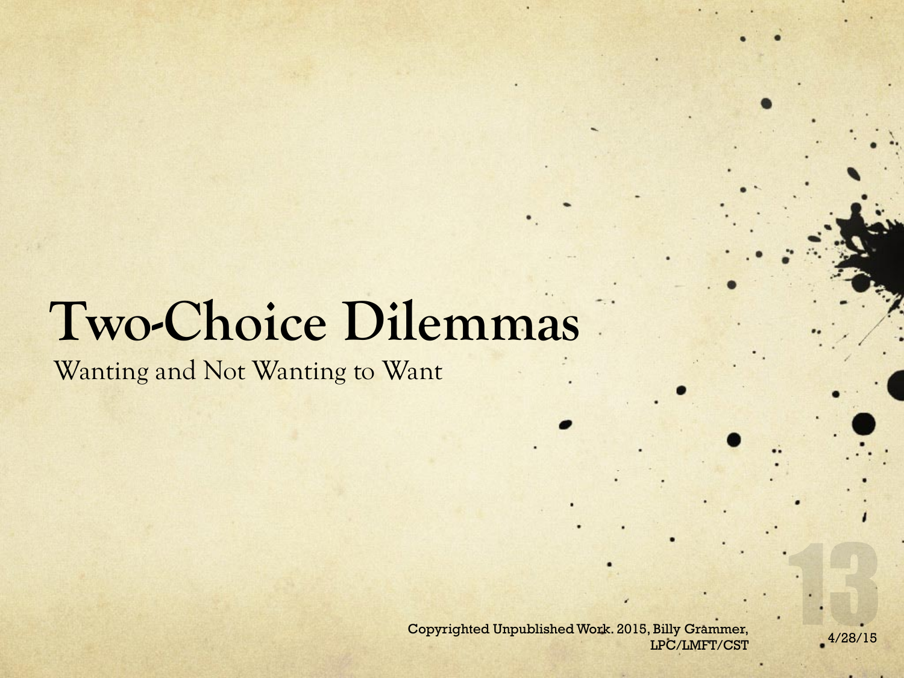# Two-Choice Dilemmas

Wanting and Not Wanting to Want

Copyrighted Unpublished Work. 2015, Billy Grammer, LPC/LMFT/CST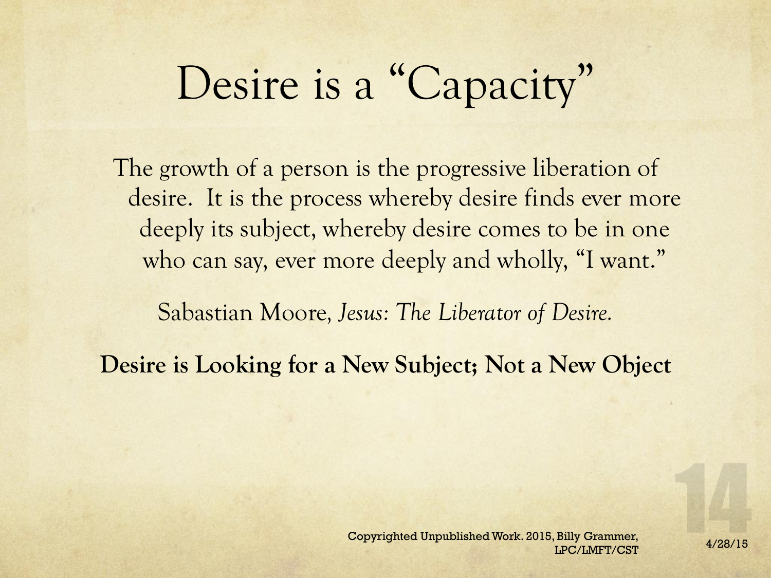# Desire is a "Capacity"

The growth of a person is the progressive liberation of desire. It is the process whereby desire finds ever more deeply its subject, whereby desire comes to be in one who can say, ever more deeply and wholly, "I want."

Sabastian Moore, *Jesus: The Liberator of Desire.*

**Desire is Looking for a New Subject; Not a New Object**

Copyrighted Unpublished Work. 2015, Billy Grammer, LPC/LMFT/CST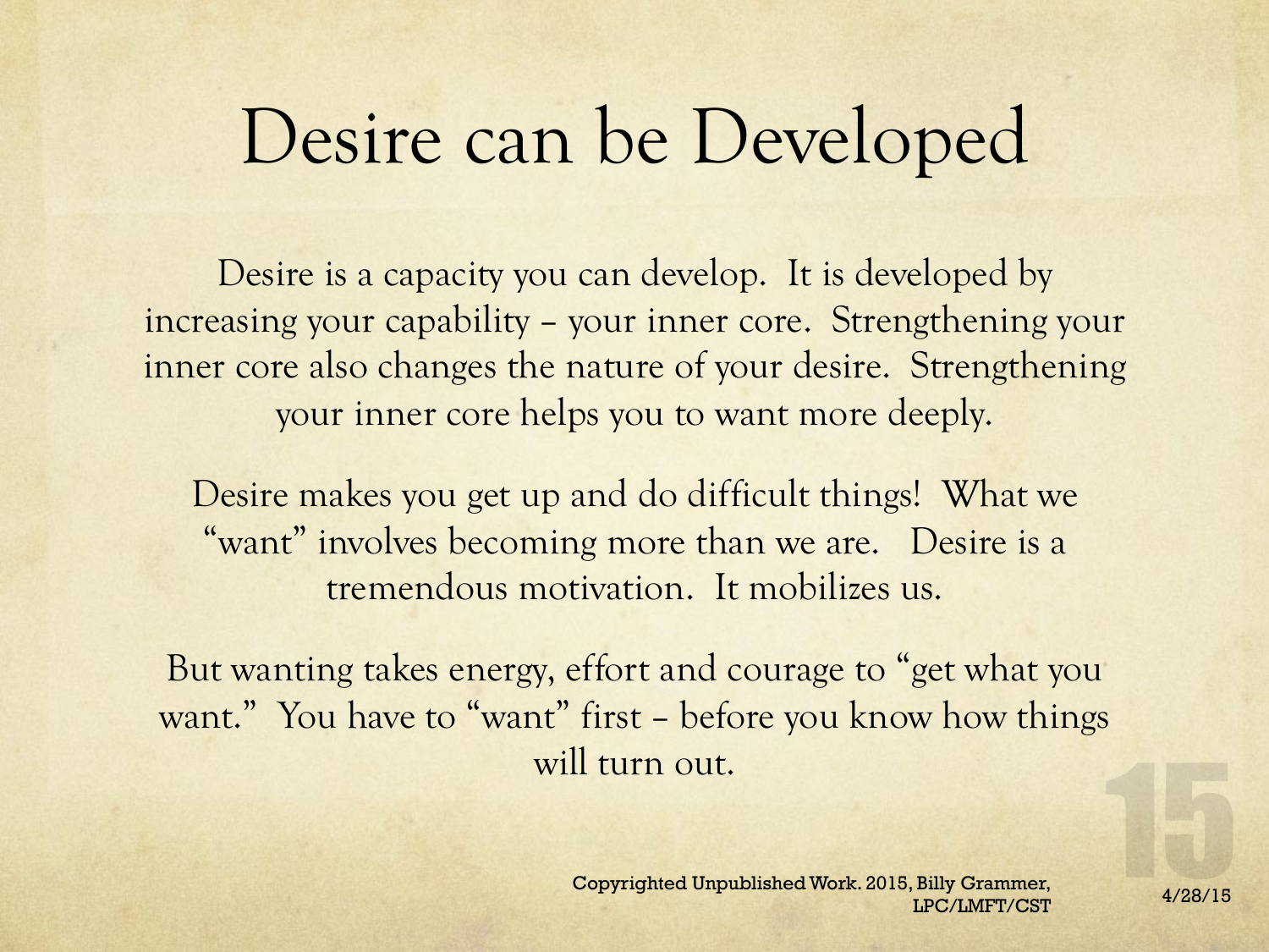# Desire can be Developed

Desire is a capacity you can develop. It is developed by increasing your capability – your inner core. Strengthening your inner core also changes the nature of your desire. Strengthening your inner core helps you to want more deeply.

Desire makes you get up and do difficult things! What we "want" involves becoming more than we are. Desire is a tremendous motivation. It mobilizes us.

But wanting takes energy, effort and courage to "get what you want." You have to "want" first – before you know how things will turn out.

Copyrighted Unpublished Work. 2015, Billy Grammer, LPC/LMFT/CST

4/28/15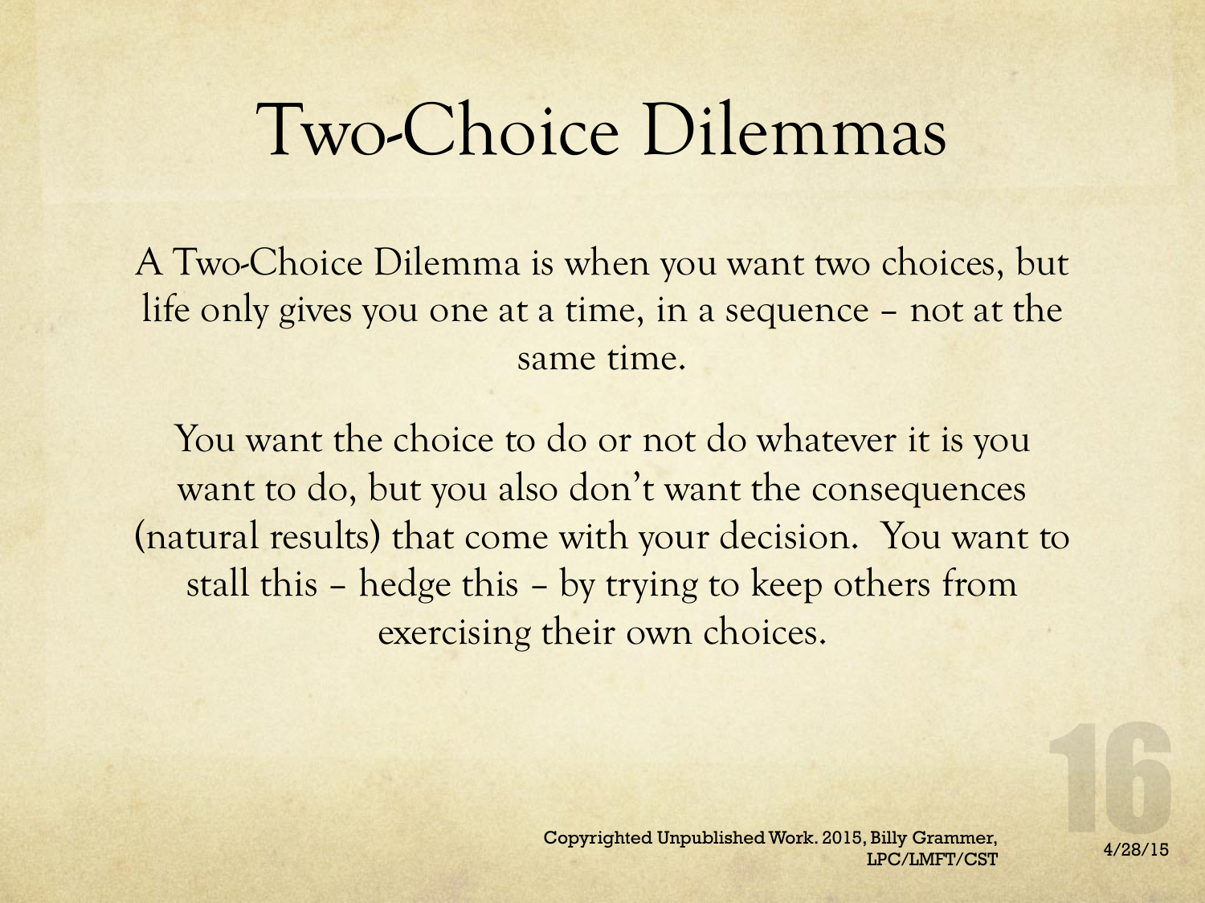# Two-Choice Dilemmas

A Two-Choice Dilemma is when you want two choices, but life only gives you one at a time, in a sequence – not at the same time.

You want the choice to do or not do whatever it is you want to do, but you also don't want the consequences (natural results) that come with your decision. You want to stall this – hedge this – by trying to keep others from exercising their own choices.

Copyrighted Unpublished Work. 2015, Billy Grammer, LPC/LMFT/CST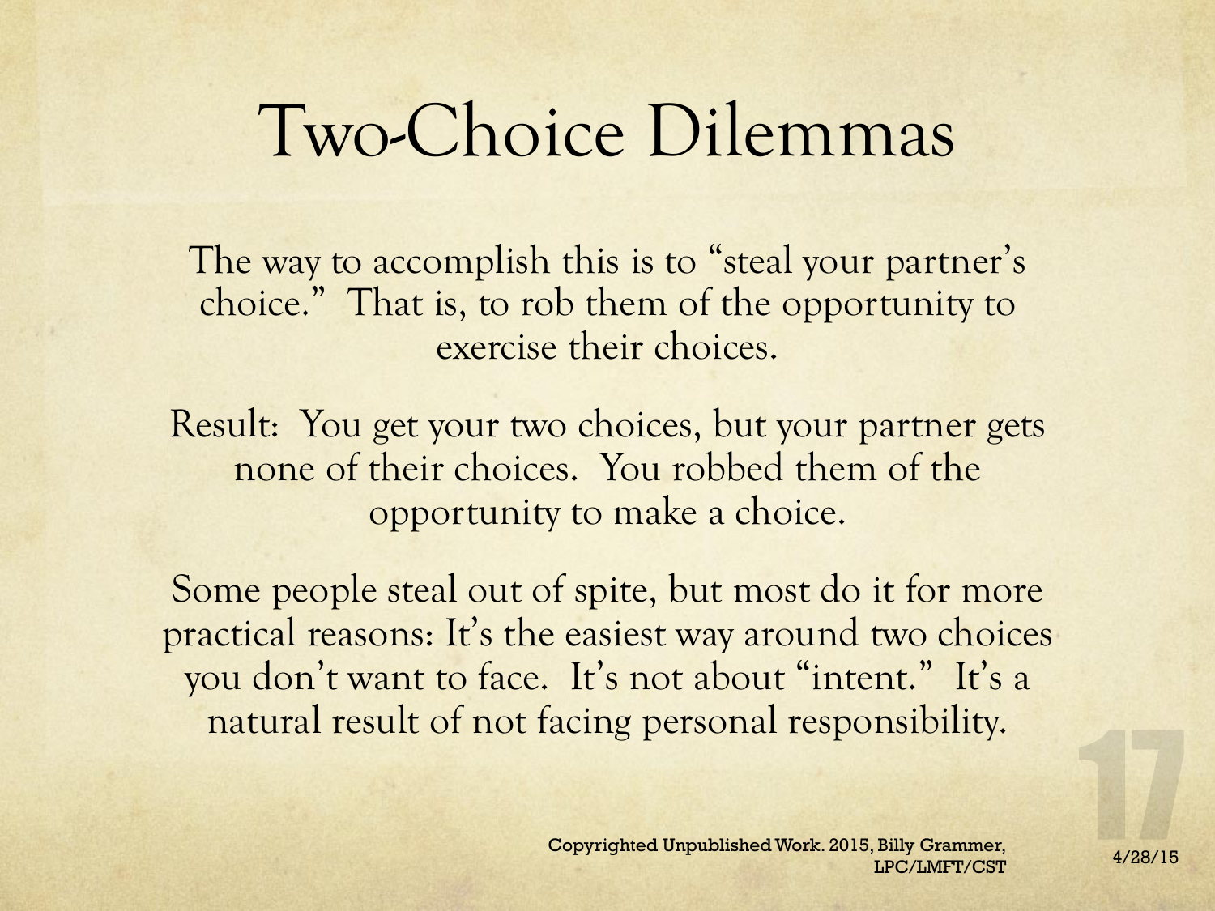# Two-Choice Dilemmas

The way to accomplish this is to "steal your partner's choice." That is, to rob them of the opportunity to exercise their choices.

Result: You get your two choices, but your partner gets none of their choices. You robbed them of the opportunity to make a choice.

Some people steal out of spite, but most do it for more practical reasons: It's the easiest way around two choices you don't want to face. It's not about "intent." It's a natural result of not facing personal responsibility.

Copyrighted Unpublished Work. 2015, Billy Grammer, LPC/LMFT/CST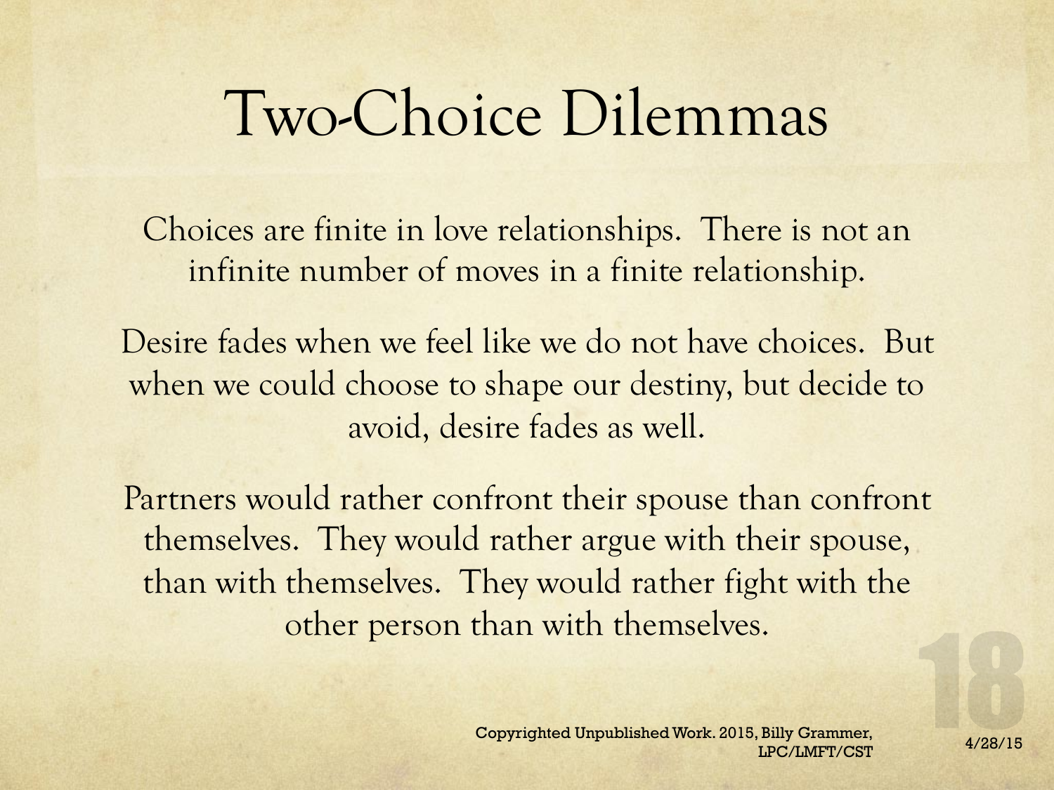# Two-Choice Dilemmas

Choices are finite in love relationships. There is not an infinite number of moves in a finite relationship.

Desire fades when we feel like we do not have choices. But when we could choose to shape our destiny, but decide to avoid, desire fades as well.

Partners would rather confront their spouse than confront themselves. They would rather argue with their spouse, than with themselves. They would rather fight with the other person than with themselves.

Copyrighted Unpublished Work. 2015, Billy Grammer, LPC/LMFT/CST

4/28/15